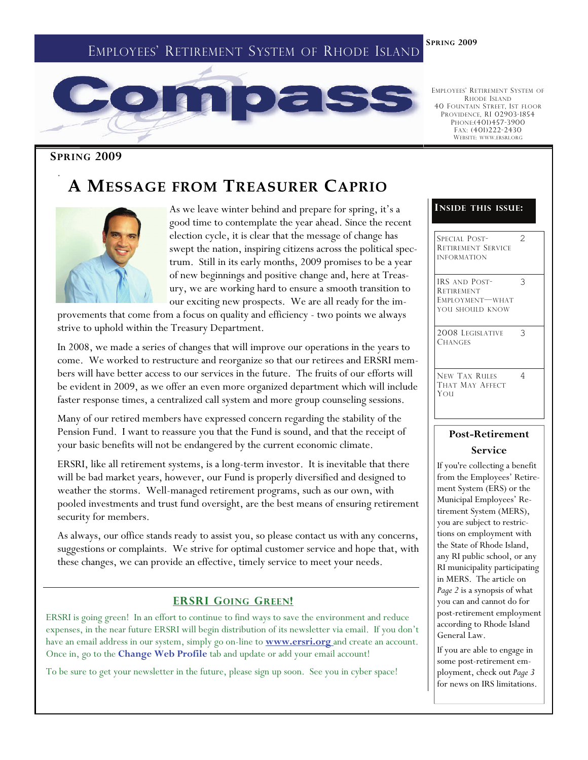# Employees' Retirement System of Rhode Island

**Spring 2009**

# Compass

Employees' Retirement System of Rhode Island
40 Fountain Street, 1st floor
Providence, RI 02903-1854
Phone:(401)457-3900
Fax: (401)222-2430
Website: www.ersri.org

**Spring 2009**

## A Message from Treasurer Caprio

As we leave winter behind and prepare for spring, it's a good time to contemplate the year ahead. Since the recent election cycle, it is clear that the message of change has swept the nation, inspiring citizens across the political spectrum. Still in its early months, 2009 promises to be a year of new beginnings and positive change and, here at Treasury, we are working hard to ensure a smooth transition to our exciting new prospects. We are all ready for the improvements that come from a focus on quality and efficiency - two points we always strive to uphold within the Treasury Department.

In 2008, we made a series of changes that will improve our operations in the years to come. We worked to restructure and reorganize so that our retirees and ERSRI members will have better access to our services in the future. The fruits of our efforts will be evident in 2009, as we offer an even more organized department which will include faster response times, a centralized call system and more group counseling sessions.

Many of our retired members have expressed concern regarding the stability of the Pension Fund. I want to reassure you that the Fund is sound, and that the receipt of your basic benefits will not be endangered by the current economic climate.

ERSRI, like all retirement systems, is a long-term investor. It is inevitable that there will be bad market years, however, our Fund is properly diversified and designed to weather the storms. Well-managed retirement programs, such as our own, with pooled investments and trust fund oversight, are the best means of ensuring retirement security for members.

As always, our office stands ready to assist you, so please contact us with any concerns, suggestions or complaints. We strive for optimal customer service and hope that, with these changes, we can provide an effective, timely service to meet your needs.

## ERSRI Going Green!

ERSRI is going green! In an effort to continue to find ways to save the environment and reduce expenses, in the near future ERSRI will begin distribution of its newsletter via email. If you don't have an email address in our system, simply go on-line to **www.ersri.org** and create an account. Once in, go to the **Change Web Profile** tab and update or add your email account!

To be sure to get your newsletter in the future, please sign up soon. See you in cyber space!

### Inside this issue:

| | |
|---|---|
| Special Post-Retirement Service Information | 2 |
| IRS and Post-Retirement Employment—What You Should Know | 3 |
| 2008 Legislative Changes | 3 |
| New Tax Rules That May Affect You | 4 |

### Post-Retirement Service

If you're collecting a benefit from the Employees' Retirement System (ERS) or the Municipal Employees' Retirement System (MERS), you are subject to restrictions on employment with the State of Rhode Island, any RI public school, or any RI municipality participating in MERS. The article on *Page 2* is a synopsis of what you can and cannot do for post-retirement employment according to Rhode Island General Law.

If you are able to engage in some post-retirement employment, check out *Page 3* for news on IRS limitations.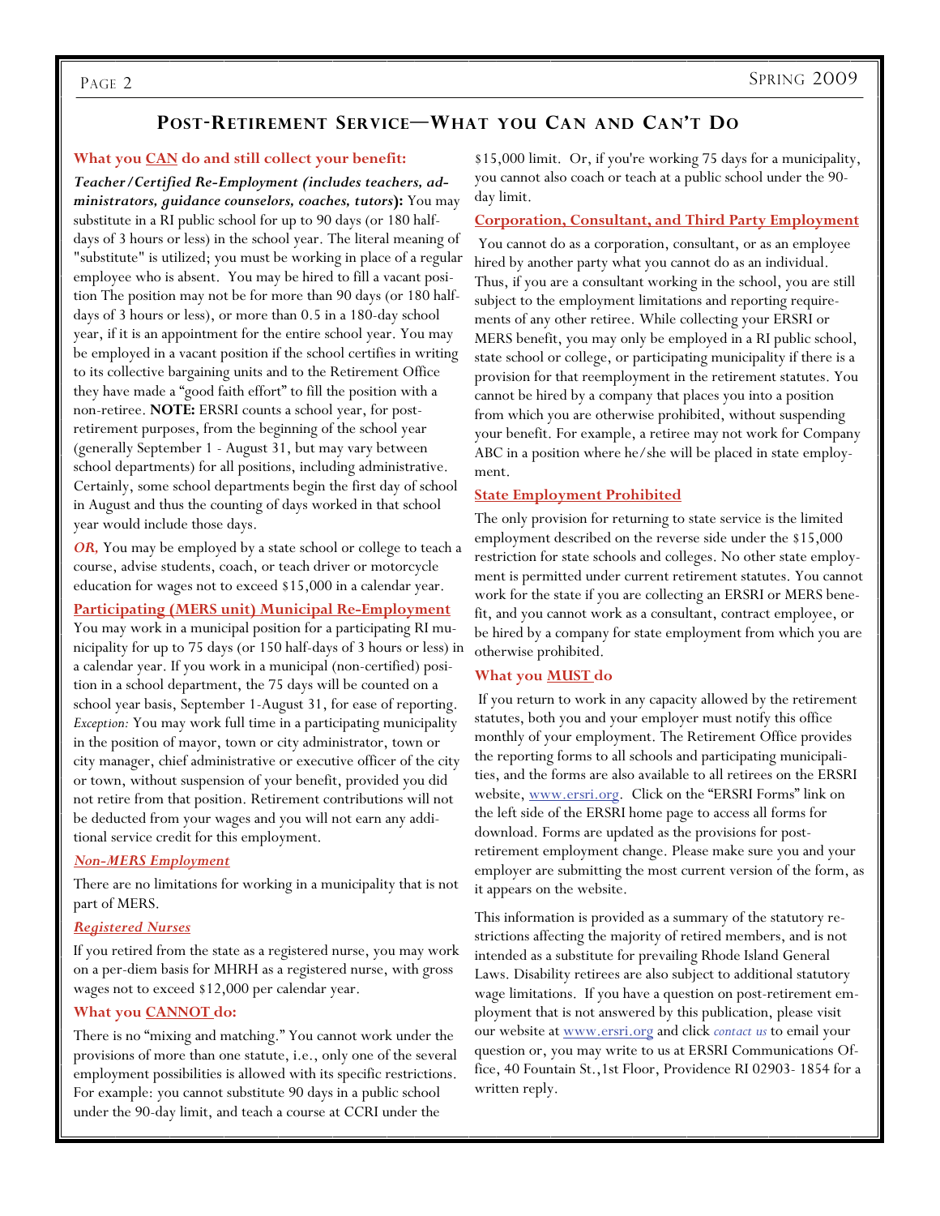## Post-Retirement Service—What you Can and Can't Do

### What you <u>CAN</u> do and still collect your benefit:

***Teacher/Certified Re-Employment (includes teachers, administrators, guidance counselors, coaches, tutors*):** You may substitute in a RI public school for up to 90 days (or 180 half-days of 3 hours or less) in the school year. The literal meaning of "substitute" is utilized; you must be working in place of a regular employee who is absent. You may be hired to fill a vacant position The position may not be for more than 90 days (or 180 half-days of 3 hours or less), or more than 0.5 in a 180-day school year, if it is an appointment for the entire school year. You may be employed in a vacant position if the school certifies in writing to its collective bargaining units and to the Retirement Office they have made a "good faith effort" to fill the position with a non-retiree. **NOTE:** ERSRI counts a school year, for post-retirement purposes, from the beginning of the school year (generally September 1 - August 31, but may vary between school departments) for all positions, including administrative. Certainly, some school departments begin the first day of school in August and thus the counting of days worked in that school year would include those days.

***OR,*** You may be employed by a state school or college to teach a course, advise students, coach, or teach driver or motorcycle education for wages not to exceed $15,000 in a calendar year.

#### <u>Participating (MERS unit) Municipal Re-Employment</u>

You may work in a municipal position for a participating RI municipality for up to 75 days (or 150 half-days of 3 hours or less) in a calendar year. If you work in a municipal (non-certified) position in a school department, the 75 days will be counted on a school year basis, September 1-August 31, for ease of reporting. *Exception:* You may work full time in a participating municipality in the position of mayor, town or city administrator, town or city manager, chief administrative or executive officer of the city or town, without suspension of your benefit, provided you did not retire from that position. Retirement contributions will not be deducted from your wages and you will not earn any additional service credit for this employment.

#### *<u>Non-MERS Employment</u>*

There are no limitations for working in a municipality that is not part of MERS.

#### *<u>Registered Nurses</u>*

If you retired from the state as a registered nurse, you may work on a per-diem basis for MHRH as a registered nurse, with gross wages not to exceed $12,000 per calendar year.

### What you <u>CANNOT</u> do:

There is no "mixing and matching." You cannot work under the provisions of more than one statute, i.e., only one of the several employment possibilities is allowed with its specific restrictions. For example: you cannot substitute 90 days in a public school under the 90-day limit, and teach a course at CCRI under the $15,000 limit. Or, if you're working 75 days for a municipality, you cannot also coach or teach at a public school under the 90-day limit.

#### <u>Corporation, Consultant, and Third Party Employment</u>

You cannot do as a corporation, consultant, or as an employee hired by another party what you cannot do as an individual. Thus, if you are a consultant working in the school, you are still subject to the employment limitations and reporting requirements of any other retiree. While collecting your ERSRI or MERS benefit, you may only be employed in a RI public school, state school or college, or participating municipality if there is a provision for that reemployment in the retirement statutes. You cannot be hired by a company that places you into a position from which you are otherwise prohibited, without suspending your benefit. For example, a retiree may not work for Company ABC in a position where he/she will be placed in state employment.

#### <u>State Employment Prohibited</u>

The only provision for returning to state service is the limited employment described on the reverse side under the $15,000 restriction for state schools and colleges. No other state employment is permitted under current retirement statutes. You cannot work for the state if you are collecting an ERSRI or MERS benefit, and you cannot work as a consultant, contract employee, or be hired by a company for state employment from which you are otherwise prohibited.

### What you <u>MUST</u> do

If you return to work in any capacity allowed by the retirement statutes, both you and your employer must notify this office monthly of your employment. The Retirement Office provides the reporting forms to all schools and participating municipalities, and the forms are also available to all retirees on the ERSRI website, www.ersri.org. Click on the "ERSRI Forms" link on the left side of the ERSRI home page to access all forms for download. Forms are updated as the provisions for post-retirement employment change. Please make sure you and your employer are submitting the most current version of the form, as it appears on the website.

This information is provided as a summary of the statutory restrictions affecting the majority of retired members, and is not intended as a substitute for prevailing Rhode Island General Laws. Disability retirees are also subject to additional statutory wage limitations. If you have a question on post-retirement employment that is not answered by this publication, please visit our website at www.ersri.org and click *contact us* to email your question or, you may write to us at ERSRI Communications Office, 40 Fountain St.,1st Floor, Providence RI 02903- 1854 for a written reply.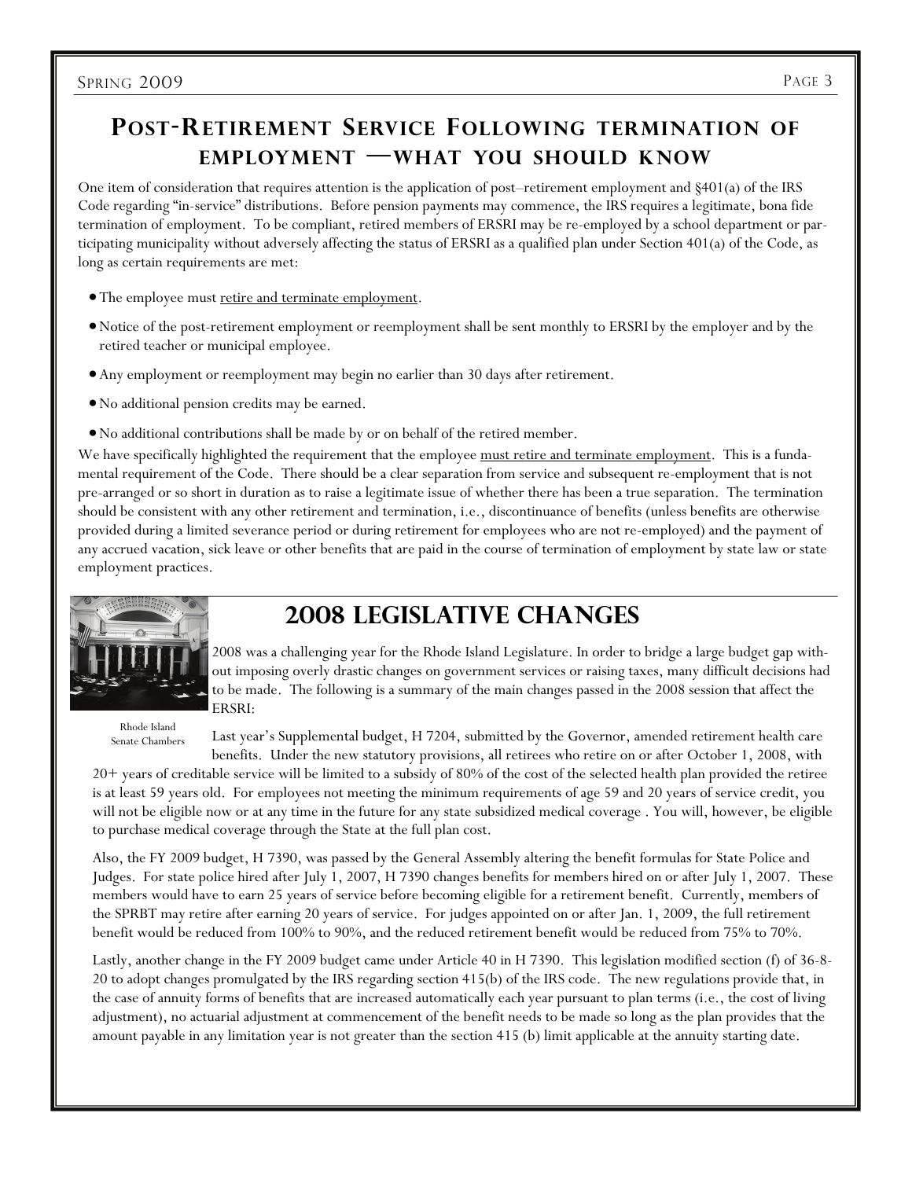## Post-Retirement Service Following termination of employment —what you should know

One item of consideration that requires attention is the application of post–retirement employment and §401(a) of the IRS Code regarding "in-service" distributions. Before pension payments may commence, the IRS requires a legitimate, bona fide termination of employment. To be compliant, retired members of ERSRI may be re-employed by a school department or participating municipality without adversely affecting the status of ERSRI as a qualified plan under Section 401(a) of the Code, as long as certain requirements are met:

- The employee must retire and terminate employment.
- Notice of the post-retirement employment or reemployment shall be sent monthly to ERSRI by the employer and by the retired teacher or municipal employee.
- Any employment or reemployment may begin no earlier than 30 days after retirement.
- No additional pension credits may be earned.
- No additional contributions shall be made by or on behalf of the retired member.

We have specifically highlighted the requirement that the employee must retire and terminate employment. This is a fundamental requirement of the Code. There should be a clear separation from service and subsequent re-employment that is not pre-arranged or so short in duration as to raise a legitimate issue of whether there has been a true separation. The termination should be consistent with any other retirement and termination, i.e., discontinuance of benefits (unless benefits are otherwise provided during a limited severance period or during retirement for employees who are not re-employed) and the payment of any accrued vacation, sick leave or other benefits that are paid in the course of termination of employment by state law or state employment practices.

## 2008 Legislative Changes

Rhode Island Senate Chambers

2008 was a challenging year for the Rhode Island Legislature. In order to bridge a large budget gap without imposing overly drastic changes on government services or raising taxes, many difficult decisions had to be made. The following is a summary of the main changes passed in the 2008 session that affect the ERSRI:

Last year's Supplemental budget, H 7204, submitted by the Governor, amended retirement health care benefits. Under the new statutory provisions, all retirees who retire on or after October 1, 2008, with 20+ years of creditable service will be limited to a subsidy of 80% of the cost of the selected health plan provided the retiree is at least 59 years old. For employees not meeting the minimum requirements of age 59 and 20 years of service credit, you will not be eligible now or at any time in the future for any state subsidized medical coverage . You will, however, be eligible to purchase medical coverage through the State at the full plan cost.

Also, the FY 2009 budget, H 7390, was passed by the General Assembly altering the benefit formulas for State Police and Judges. For state police hired after July 1, 2007, H 7390 changes benefits for members hired on or after July 1, 2007. These members would have to earn 25 years of service before becoming eligible for a retirement benefit. Currently, members of the SPRBT may retire after earning 20 years of service. For judges appointed on or after Jan. 1, 2009, the full retirement benefit would be reduced from 100% to 90%, and the reduced retirement benefit would be reduced from 75% to 70%.

Lastly, another change in the FY 2009 budget came under Article 40 in H 7390. This legislation modified section (f) of 36-8-20 to adopt changes promulgated by the IRS regarding section 415(b) of the IRS code. The new regulations provide that, in the case of annuity forms of benefits that are increased automatically each year pursuant to plan terms (i.e., the cost of living adjustment), no actuarial adjustment at commencement of the benefit needs to be made so long as the plan provides that the amount payable in any limitation year is not greater than the section 415 (b) limit applicable at the annuity starting date.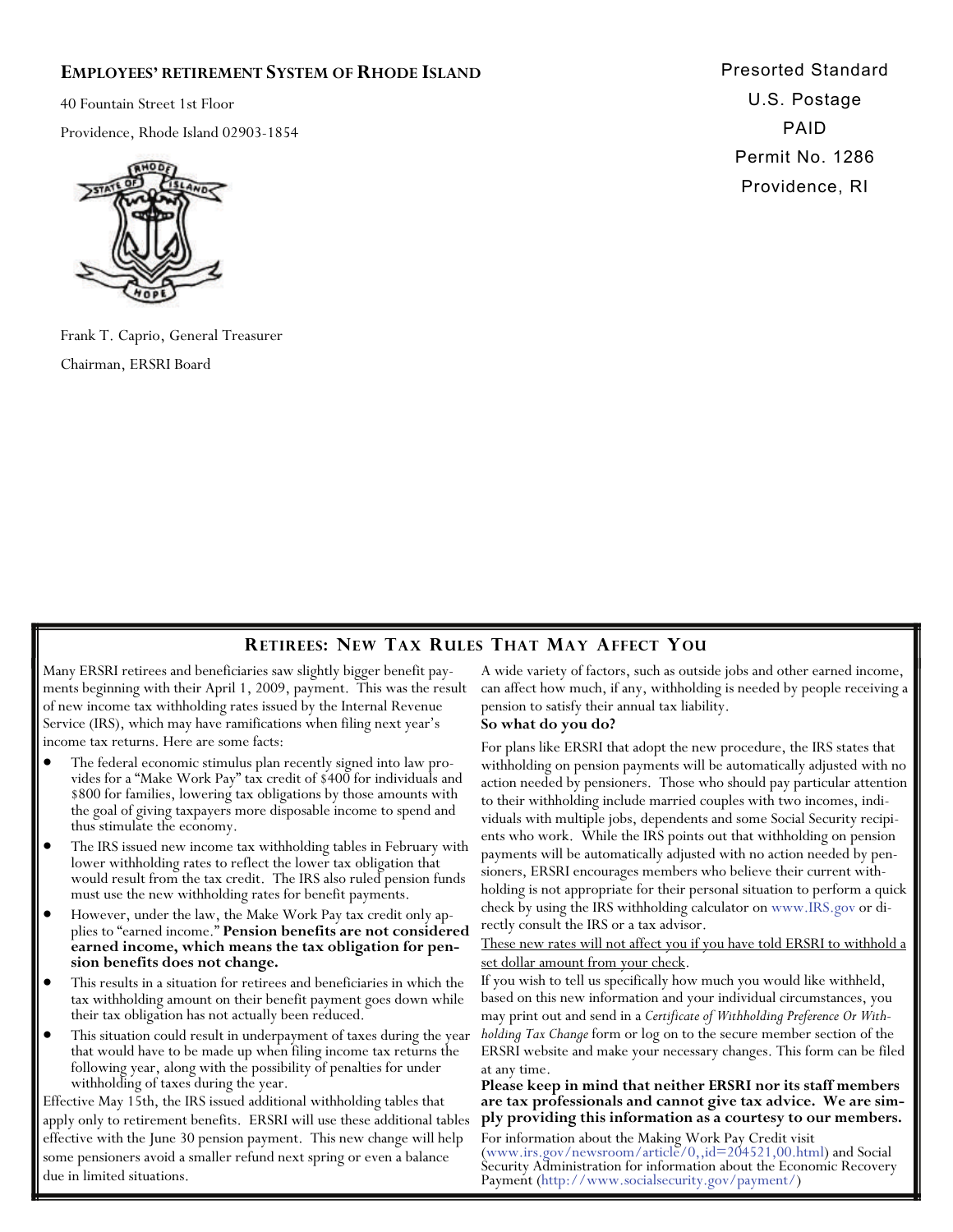**EMPLOYEES' RETIREMENT SYSTEM OF RHODE ISLAND**

40 Fountain Street 1st Floor

Providence, Rhode Island 02903-1854

Frank T. Caprio, General Treasurer

Chairman, ERSRI Board

Presorted Standard
U.S. Postage
PAID
Permit No. 1286
Providence, RI

## RETIREES: NEW TAX RULES THAT MAY AFFECT YOU

Many ERSRI retirees and beneficiaries saw slightly bigger benefit payments beginning with their April 1, 2009, payment. This was the result of new income tax withholding rates issued by the Internal Revenue Service (IRS), which may have ramifications when filing next year's income tax returns. Here are some facts:

- The federal economic stimulus plan recently signed into law provides for a "Make Work Pay" tax credit of $400 for individuals and $800 for families, lowering tax obligations by those amounts with the goal of giving taxpayers more disposable income to spend and thus stimulate the economy.
- The IRS issued new income tax withholding tables in February with lower withholding rates to reflect the lower tax obligation that would result from the tax credit. The IRS also ruled pension funds must use the new withholding rates for benefit payments.
- However, under the law, the Make Work Pay tax credit only applies to "earned income." **Pension benefits are not considered earned income, which means the tax obligation for pension benefits does not change.**
- This results in a situation for retirees and beneficiaries in which the tax withholding amount on their benefit payment goes down while their tax obligation has not actually been reduced.
- This situation could result in underpayment of taxes during the year that would have to be made up when filing income tax returns the following year, along with the possibility of penalties for under withholding of taxes during the year.

Effective May 15th, the IRS issued additional withholding tables that apply only to retirement benefits. ERSRI will use these additional tables effective with the June 30 pension payment. This new change will help some pensioners avoid a smaller refund next spring or even a balance due in limited situations.

A wide variety of factors, such as outside jobs and other earned income, can affect how much, if any, withholding is needed by people receiving a pension to satisfy their annual tax liability.

**So what do you do?**

For plans like ERSRI that adopt the new procedure, the IRS states that withholding on pension payments will be automatically adjusted with no action needed by pensioners. Those who should pay particular attention to their withholding include married couples with two incomes, individuals with multiple jobs, dependents and some Social Security recipients who work. While the IRS points out that withholding on pension payments will be automatically adjusted with no action needed by pensioners, ERSRI encourages members who believe their current withholding is not appropriate for their personal situation to perform a quick check by using the IRS withholding calculator on www.IRS.gov or directly consult the IRS or a tax advisor.

<u>These new rates will not affect you if you have told ERSRI to withhold a set dollar amount from your check</u>.

If you wish to tell us specifically how much you would like withheld, based on this new information and your individual circumstances, you may print out and send in a *Certificate of Withholding Preference Or Withholding Tax Change* form or log on to the secure member section of the ERSRI website and make your necessary changes. This form can be filed at any time.

**Please keep in mind that neither ERSRI nor its staff members are tax professionals and cannot give tax advice. We are simply providing this information as a courtesy to our members.**

For information about the Making Work Pay Credit visit (www.irs.gov/newsroom/article/0,,id=204521,00.html) and Social Security Administration for information about the Economic Recovery Payment (http://www.socialsecurity.gov/payment/)